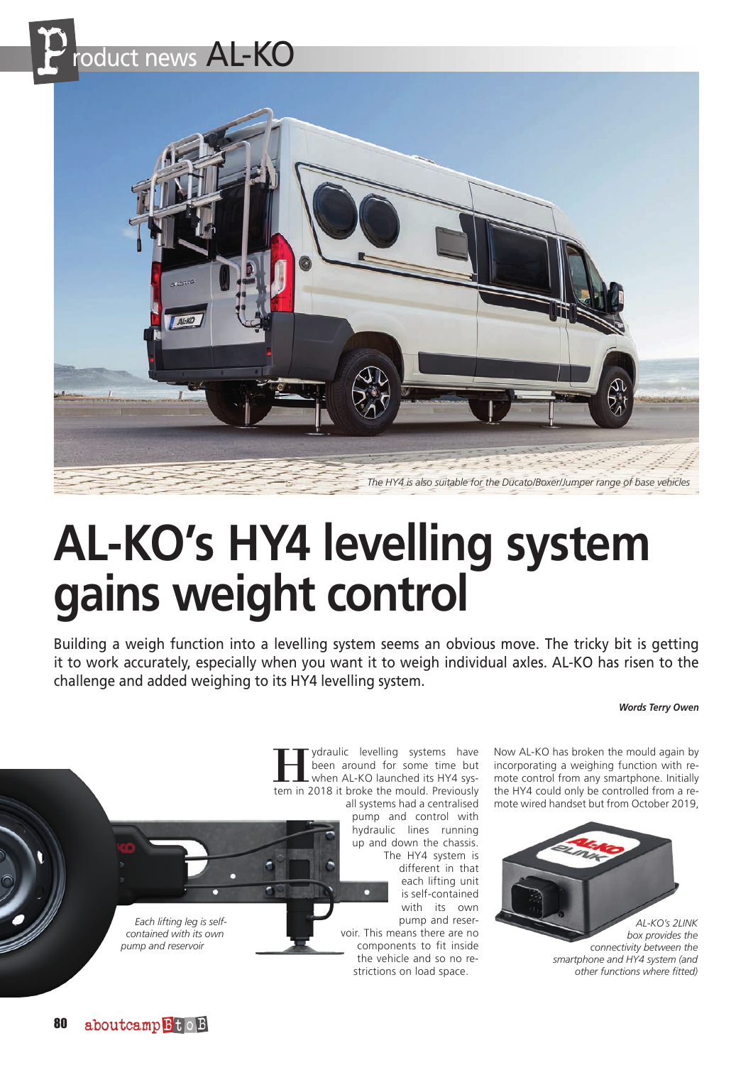# AL-KO's HY4 levelling system gains weight control

*The HY4 is also suitable for the Ducato/Boxer/Jumper range of base vehicles*

Building a weigh function into a levelling system seems an obvious move. The tricky bit is getting it to work accurately, especially when you want it to weigh individual axles. AL-KO has risen to the challenge and added weighing to its HY4 levelling system.

***Words Terry Owen***

Hydraulic levelling systems have been around for some time but when AL-KO launched its HY4 system in 2018 it broke the mould. Previously all systems had a centralised pump and control with hydraulic lines running up and down the chassis. The HY4 system is different in that each lifting unit is self-contained with its own pump and reservoir. This means there are no components to fit inside the vehicle and so no restrictions on load space.

*Each lifting leg is self-contained with its own pump and reservoir*

Now AL-KO has broken the mould again by incorporating a weighing function with remote control from any smartphone. Initially the HY4 could only be controlled from a remote wired handset but from October 2019,

*AL-KO's 2LINK box provides the connectivity between the smartphone and HY4 system (and other functions where fitted)*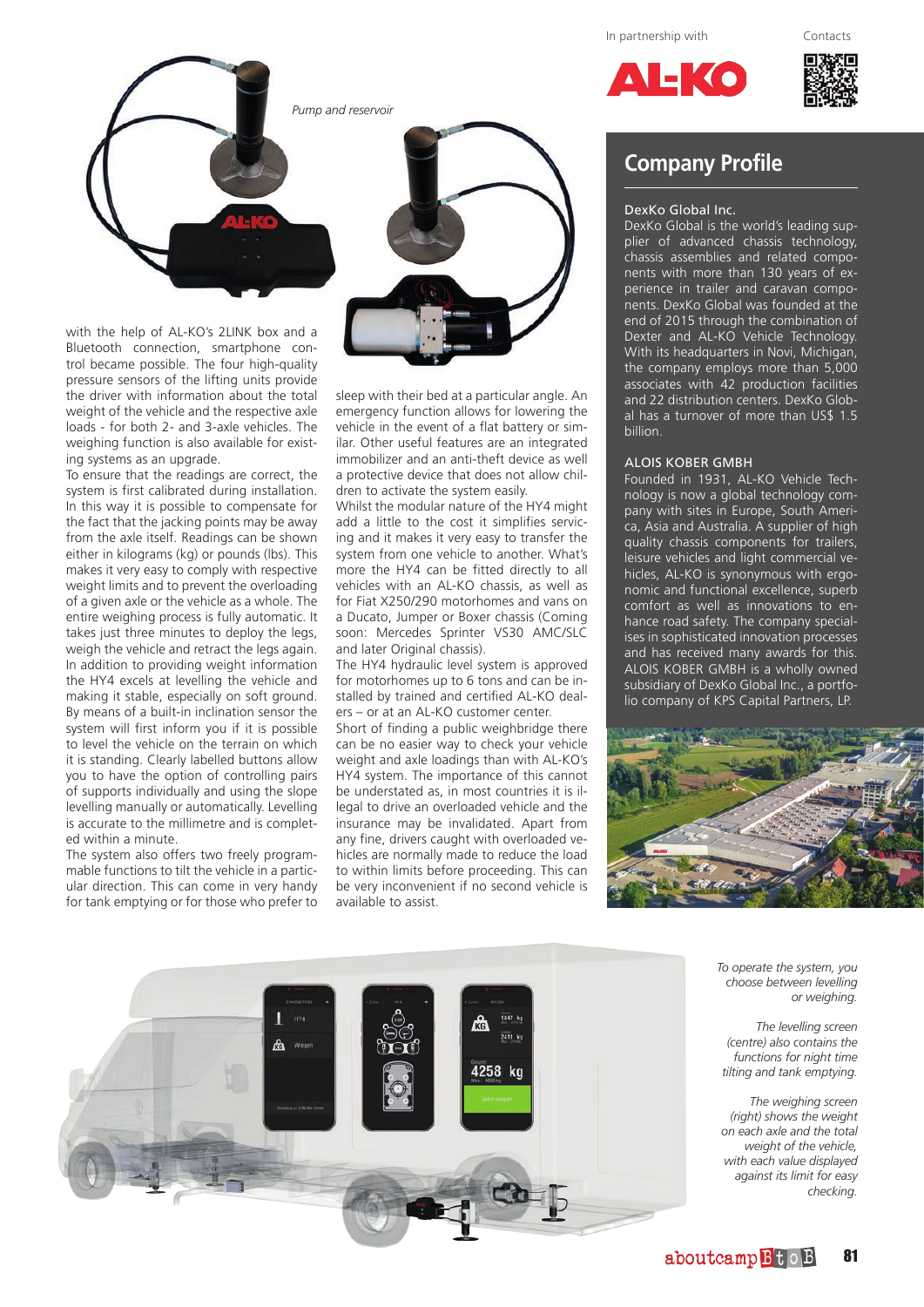*Pump and reservoir*

with the help of AL-KO's 2LINK box and a Bluetooth connection, smartphone control became possible. The four high-quality pressure sensors of the lifting units provide the driver with information about the total weight of the vehicle and the respective axle loads - for both 2- and 3-axle vehicles. The weighing function is also available for existing systems as an upgrade.

To ensure that the readings are correct, the system is first calibrated during installation. In this way it is possible to compensate for the fact that the jacking points may be away from the axle itself. Readings can be shown either in kilograms (kg) or pounds (lbs). This makes it very easy to comply with respective weight limits and to prevent the overloading of a given axle or the vehicle as a whole. The entire weighing process is fully automatic. It takes just three minutes to deploy the legs, weigh the vehicle and retract the legs again.

In addition to providing weight information the HY4 excels at levelling the vehicle and making it stable, especially on soft ground. By means of a built-in inclination sensor the system will first inform you if it is possible to level the vehicle on the terrain on which it is standing. Clearly labelled buttons allow you to have the option of controlling pairs of supports individually and using the slope levelling manually or automatically. Levelling is accurate to the millimetre and is completed within a minute.

The system also offers two freely programmable functions to tilt the vehicle in a particular direction. This can come in very handy for tank emptying or for those who prefer to sleep with their bed at a particular angle. An emergency function allows for lowering the vehicle in the event of a flat battery or similar. Other useful features are an integrated immobilizer and an anti-theft device as well a protective device that does not allow children to activate the system easily.

Whilst the modular nature of the HY4 might add a little to the cost it simplifies servicing and it makes it very easy to transfer the system from one vehicle to another. What's more the HY4 can be fitted directly to all vehicles with an AL-KO chassis, as well as for Fiat X250/290 motorhomes and vans on a Ducato, Jumper or Boxer chassis (Coming soon: Mercedes Sprinter VS30 AMC/SLC and later Original chassis).

The HY4 hydraulic level system is approved for motorhomes up to 6 tons and can be installed by trained and certified AL-KO dealers – or at an AL-KO customer center.

Short of finding a public weighbridge there can be no easier way to check your vehicle weight and axle loadings than with AL-KO's HY4 system. The importance of this cannot be understated as, in most countries it is illegal to drive an overloaded vehicle and the insurance may be invalidated. Apart from any fine, drivers caught with overloaded vehicles are normally made to reduce the load to within limits before proceeding. This can be very inconvenient if no second vehicle is available to assist.

In partnership with

Contacts

## Company Profile

### DexKo Global Inc.

DexKo Global is the world's leading supplier of advanced chassis technology, chassis assemblies and related components with more than 130 years of experience in trailer and caravan components. DexKo Global was founded at the end of 2015 through the combination of Dexter and AL-KO Vehicle Technology. With its headquarters in Novi, Michigan, the company employs more than 5,000 associates with 42 production facilities and 22 distribution centers. DexKo Global has a turnover of more than US$ 1.5 billion.

### ALOIS KOBER GMBH

Founded in 1931, AL-KO Vehicle Technology is now a global technology company with sites in Europe, South America, Asia and Australia. A supplier of high quality chassis components for trailers, leisure vehicles and light commercial vehicles, AL-KO is synonymous with ergonomic and functional excellence, superb comfort as well as innovations to enhance road safety. The company specialises in sophisticated innovation processes and has received many awards for this. ALOIS KOBER GMBH is a wholly owned subsidiary of DexKo Global Inc., a portfolio company of KPS Capital Partners, LP.

*To operate the system, you choose between levelling or weighing.*

*The levelling screen (centre) also contains the functions for night time tilting and tank emptying.*

*The weighing screen (right) shows the weight on each axle and the total weight of the vehicle, with each value displayed against its limit for easy checking.*